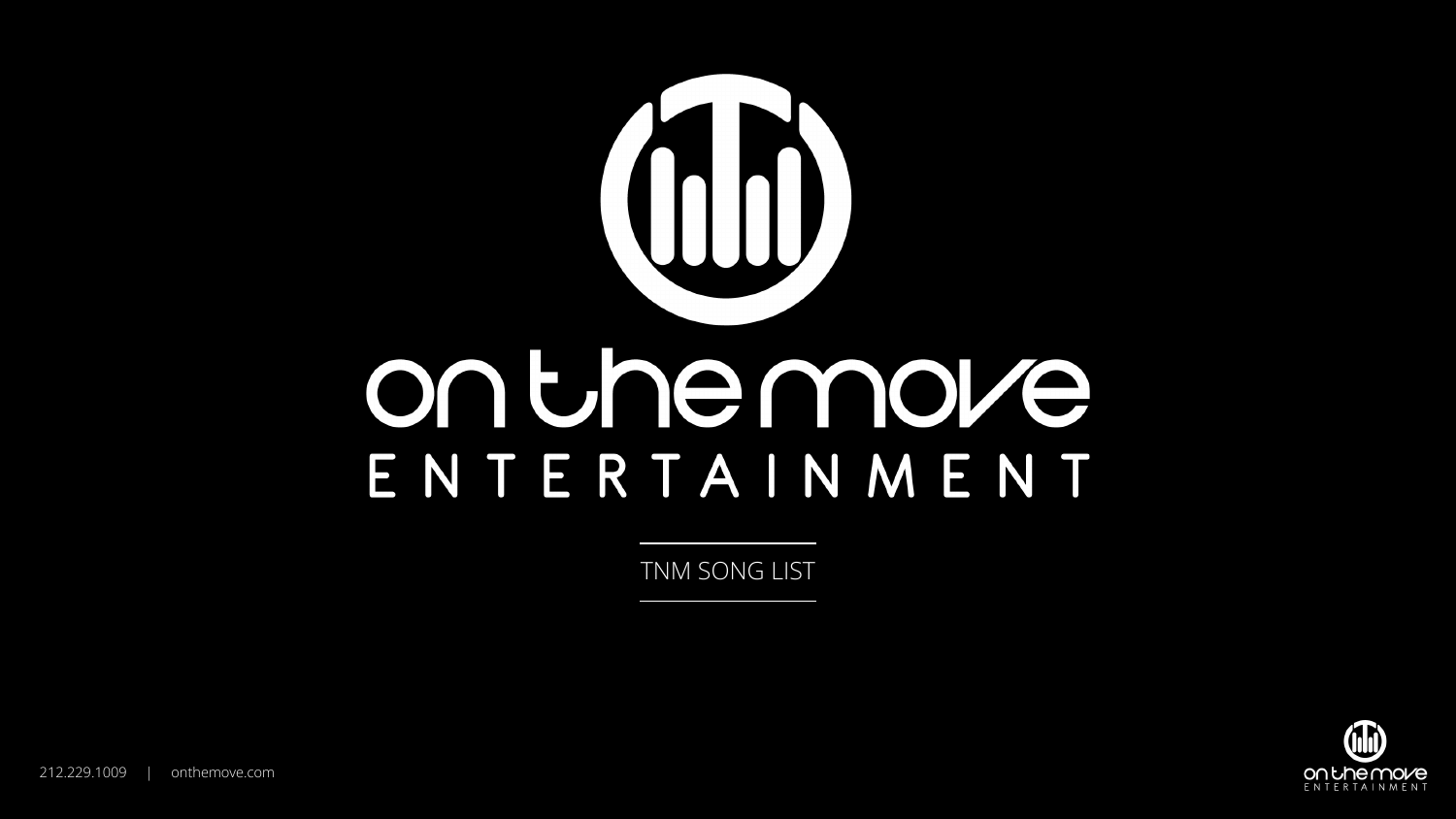# on the move

## ENTERTAINMENT

TNM SONG LIST

212.229.1009 | onthemove.com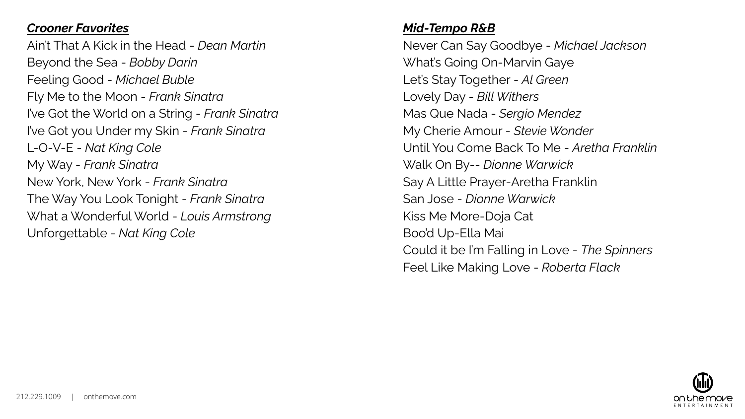***Crooner Favorites***

Ain't That A Kick in the Head - *Dean Martin*
Beyond the Sea - *Bobby Darin*
Feeling Good - *Michael Buble*
Fly Me to the Moon - *Frank Sinatra*
I've Got the World on a String - *Frank Sinatra*
I've Got you Under my Skin - *Frank Sinatra*
L-O-V-E - *Nat King Cole*
My Way - *Frank Sinatra*
New York, New York - *Frank Sinatra*
The Way You Look Tonight - *Frank Sinatra*
What a Wonderful World - *Louis Armstrong*
Unforgettable - *Nat King Cole*

***Mid-Tempo R&B***

Never Can Say Goodbye - *Michael Jackson*
What's Going On-Marvin Gaye
Let's Stay Together - *Al Green*
Lovely Day - *Bill Withers*
Mas Que Nada - *Sergio Mendez*
My Cherie Amour - *Stevie Wonder*
Until You Come Back To Me - *Aretha Franklin*
Walk On By-- *Dionne Warwick*
Say A Little Prayer-Aretha Franklin
San Jose - *Dionne Warwick*
Kiss Me More-Doja Cat
Boo'd Up-Ella Mai
Could it be I'm Falling in Love - *The Spinners*
Feel Like Making Love - *Roberta Flack*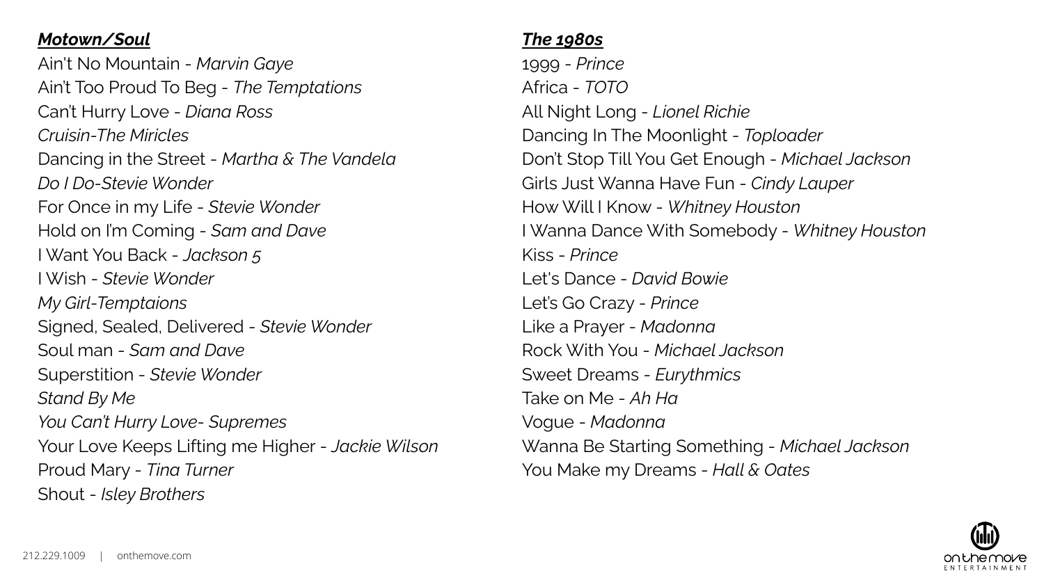***Motown/Soul***

Ain't No Mountain - *Marvin Gaye*
Ain't Too Proud To Beg - *The Temptations*
Can't Hurry Love - *Diana Ross*
*Cruisin-The Miricles*
Dancing in the Street - *Martha & The Vandela*
*Do I Do-Stevie Wonder*
For Once in my Life - *Stevie Wonder*
Hold on I'm Coming - *Sam and Dave*
I Want You Back - *Jackson 5*
I Wish - *Stevie Wonder*
*My Girl-Temptaions*
Signed, Sealed, Delivered - *Stevie Wonder*
Soul man - *Sam and Dave*
Superstition - *Stevie Wonder*
*Stand By Me*
*You Can't Hurry Love- Supremes*
Your Love Keeps Lifting me Higher - *Jackie Wilson*
Proud Mary - *Tina Turner*
Shout - *Isley Brothers*

***The 1980s***

1999 - *Prince*
Africa - *TOTO*
All Night Long - *Lionel Richie*
Dancing In The Moonlight - *Toploader*
Don't Stop Till You Get Enough - *Michael Jackson*
Girls Just Wanna Have Fun - *Cindy Lauper*
How Will I Know - *Whitney Houston*
I Wanna Dance With Somebody - *Whitney Houston*
Kiss - *Prince*
Let's Dance - *David Bowie*
Let's Go Crazy - *Prince*
Like a Prayer - *Madonna*
Rock With You - *Michael Jackson*
Sweet Dreams - *Eurythmics*
Take on Me - *Ah Ha*
Vogue - *Madonna*
Wanna Be Starting Something - *Michael Jackson*
You Make my Dreams - *Hall & Oates*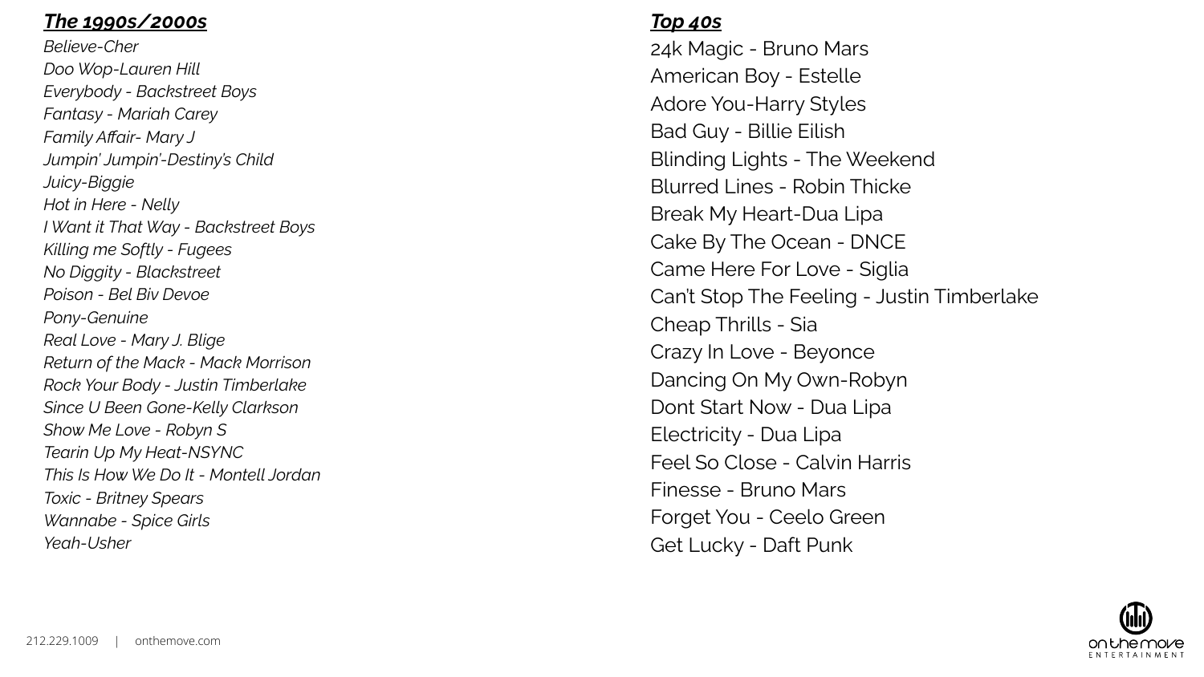## ***The 1990s/2000s***

*Believe-Cher*
*Doo Wop-Lauren Hill*
*Everybody - Backstreet Boys*
*Fantasy - Mariah Carey*
*Family Affair- Mary J*
*Jumpin' Jumpin'-Destiny's Child*
*Juicy-Biggie*
*Hot in Here - Nelly*
*I Want it That Way - Backstreet Boys*
*Killing me Softly - Fugees*
*No Diggity - Blackstreet*
*Poison - Bel Biv Devoe*
*Pony-Genuine*
*Real Love - Mary J. Blige*
*Return of the Mack - Mack Morrison*
*Rock Your Body - Justin Timberlake*
*Since U Been Gone-Kelly Clarkson*
*Show Me Love - Robyn S*
*Tearin Up My Heat-NSYNC*
*This Is How We Do It - Montell Jordan*
*Toxic - Britney Spears*
*Wannabe - Spice Girls*
*Yeah-Usher*

## ***Top 40s***

24k Magic - Bruno Mars
American Boy - Estelle
Adore You-Harry Styles
Bad Guy - Billie Eilish
Blinding Lights - The Weekend
Blurred Lines - Robin Thicke
Break My Heart-Dua Lipa
Cake By The Ocean - DNCE
Came Here For Love - Siglia
Can't Stop The Feeling - Justin Timberlake
Cheap Thrills - Sia
Crazy In Love - Beyonce
Dancing On My Own-Robyn
Dont Start Now - Dua Lipa
Electricity - Dua Lipa
Feel So Close - Calvin Harris
Finesse - Bruno Mars
Forget You - Ceelo Green
Get Lucky - Daft Punk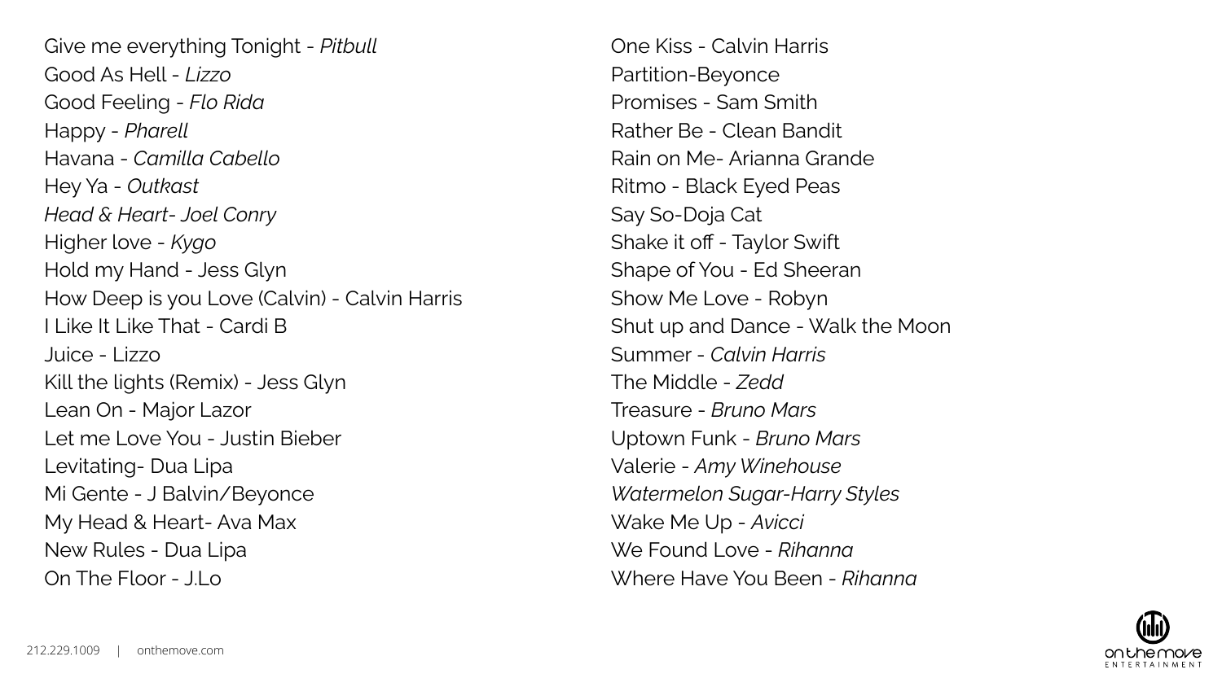Give me everything Tonight - *Pitbull*
Good As Hell - *Lizzo*
Good Feeling - *Flo Rida*
Happy - *Pharell*
Havana - *Camilla Cabello*
Hey Ya - *Outkast*
*Head & Heart- Joel Conry*
Higher love - *Kygo*
Hold my Hand - Jess Glyn
How Deep is you Love (Calvin) - Calvin Harris
I Like It Like That - Cardi B
Juice - Lizzo
Kill the lights (Remix) - Jess Glyn
Lean On - Major Lazor
Let me Love You - Justin Bieber
Levitating- Dua Lipa
Mi Gente - J Balvin/Beyonce
My Head & Heart- Ava Max
New Rules - Dua Lipa
On The Floor - J.Lo
One Kiss - Calvin Harris
Partition-Beyonce
Promises - Sam Smith
Rather Be - Clean Bandit
Rain on Me- Arianna Grande
Ritmo - Black Eyed Peas
Say So-Doja Cat
Shake it off - Taylor Swift
Shape of You - Ed Sheeran
Show Me Love - Robyn
Shut up and Dance - Walk the Moon
Summer - *Calvin Harris*
The Middle - *Zedd*
Treasure - *Bruno Mars*
Uptown Funk - *Bruno Mars*
Valerie - *Amy Winehouse*
*Watermelon Sugar-Harry Styles*
Wake Me Up - *Avicci*
We Found Love - *Rihanna*
Where Have You Been - *Rihanna*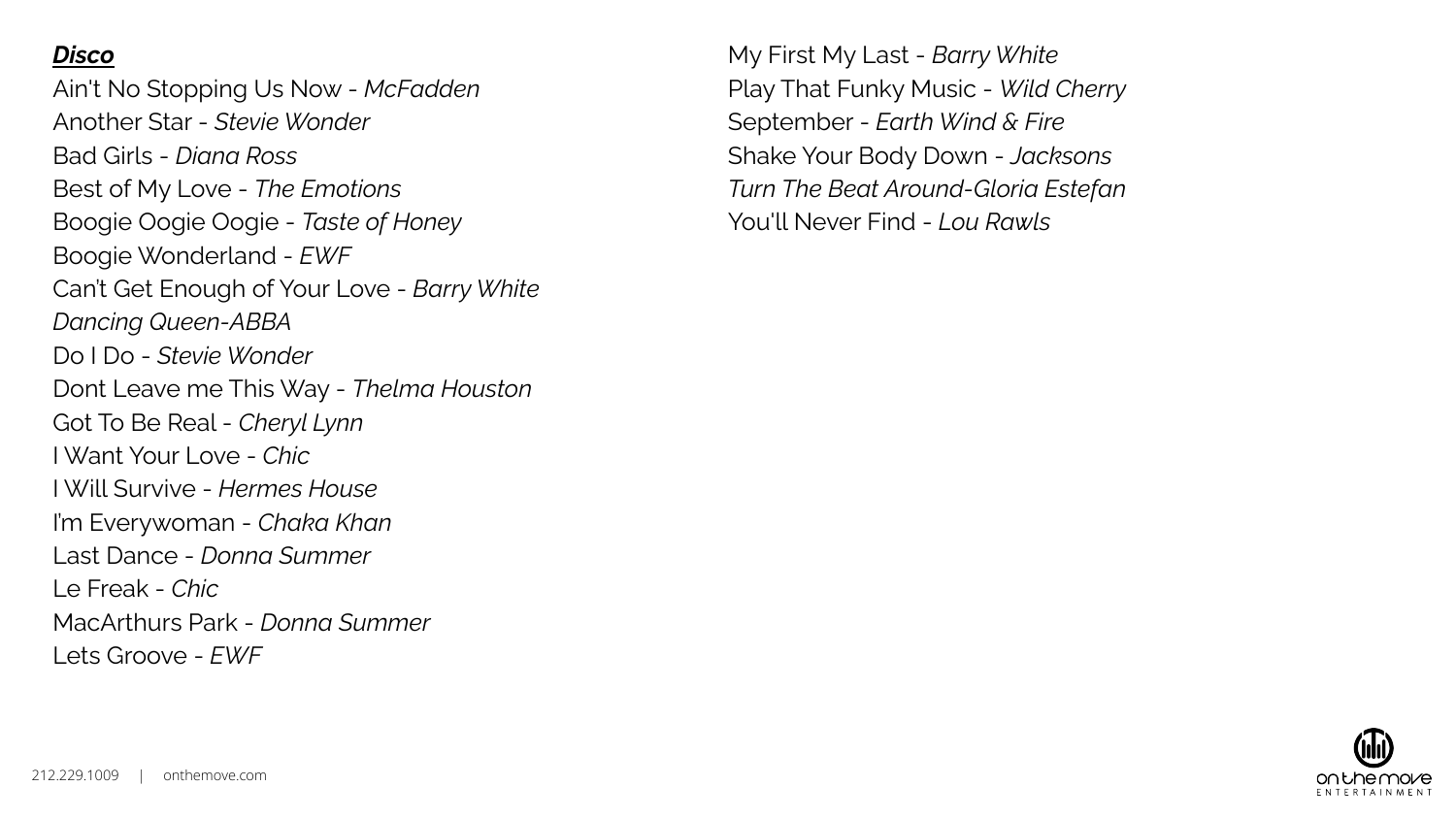***Disco***

Ain't No Stopping Us Now - *McFadden*
Another Star - *Stevie Wonder*
Bad Girls - *Diana Ross*
Best of My Love - *The Emotions*
Boogie Oogie Oogie - *Taste of Honey*
Boogie Wonderland - *EWF*
Can't Get Enough of Your Love - *Barry White*
*Dancing Queen-ABBA*
Do I Do - *Stevie Wonder*
Dont Leave me This Way - *Thelma Houston*
Got To Be Real - *Cheryl Lynn*
I Want Your Love - *Chic*
I Will Survive - *Hermes House*
I'm Everywoman - *Chaka Khan*
Last Dance - *Donna Summer*
Le Freak - *Chic*
MacArthurs Park - *Donna Summer*
Lets Groove - *EWF*
My First My Last - *Barry White*
Play That Funky Music - *Wild Cherry*
September - *Earth Wind & Fire*
Shake Your Body Down - *Jacksons*
*Turn The Beat Around-Gloria Estefan*
You'll Never Find - *Lou Rawls*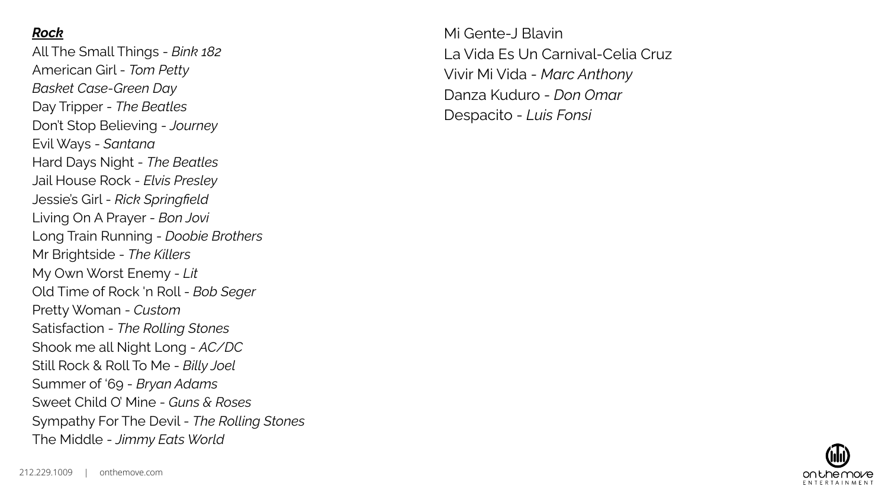***Rock***

All The Small Things - *Bink 182*
American Girl - *Tom Petty*
*Basket Case-Green Day*
Day Tripper - *The Beatles*
Don't Stop Believing - *Journey*
Evil Ways - *Santana*
Hard Days Night - *The Beatles*
Jail House Rock - *Elvis Presley*
Jessie's Girl - *Rick Springfield*
Living On A Prayer - *Bon Jovi*
Long Train Running - *Doobie Brothers*
Mr Brightside - *The Killers*
My Own Worst Enemy - *Lit*
Old Time of Rock 'n Roll - *Bob Seger*
Pretty Woman - *Custom*
Satisfaction - *The Rolling Stones*
Shook me all Night Long - *AC/DC*
Still Rock & Roll To Me - *Billy Joel*
Summer of '69 - *Bryan Adams*
Sweet Child O' Mine - *Guns & Roses*
Sympathy For The Devil - *The Rolling Stones*
The Middle - *Jimmy Eats World*

Mi Gente-J Blavin
La Vida Es Un Carnival-Celia Cruz
Vivir Mi Vida - *Marc Anthony*
Danza Kuduro - *Don Omar*
Despacito - *Luis Fonsi*